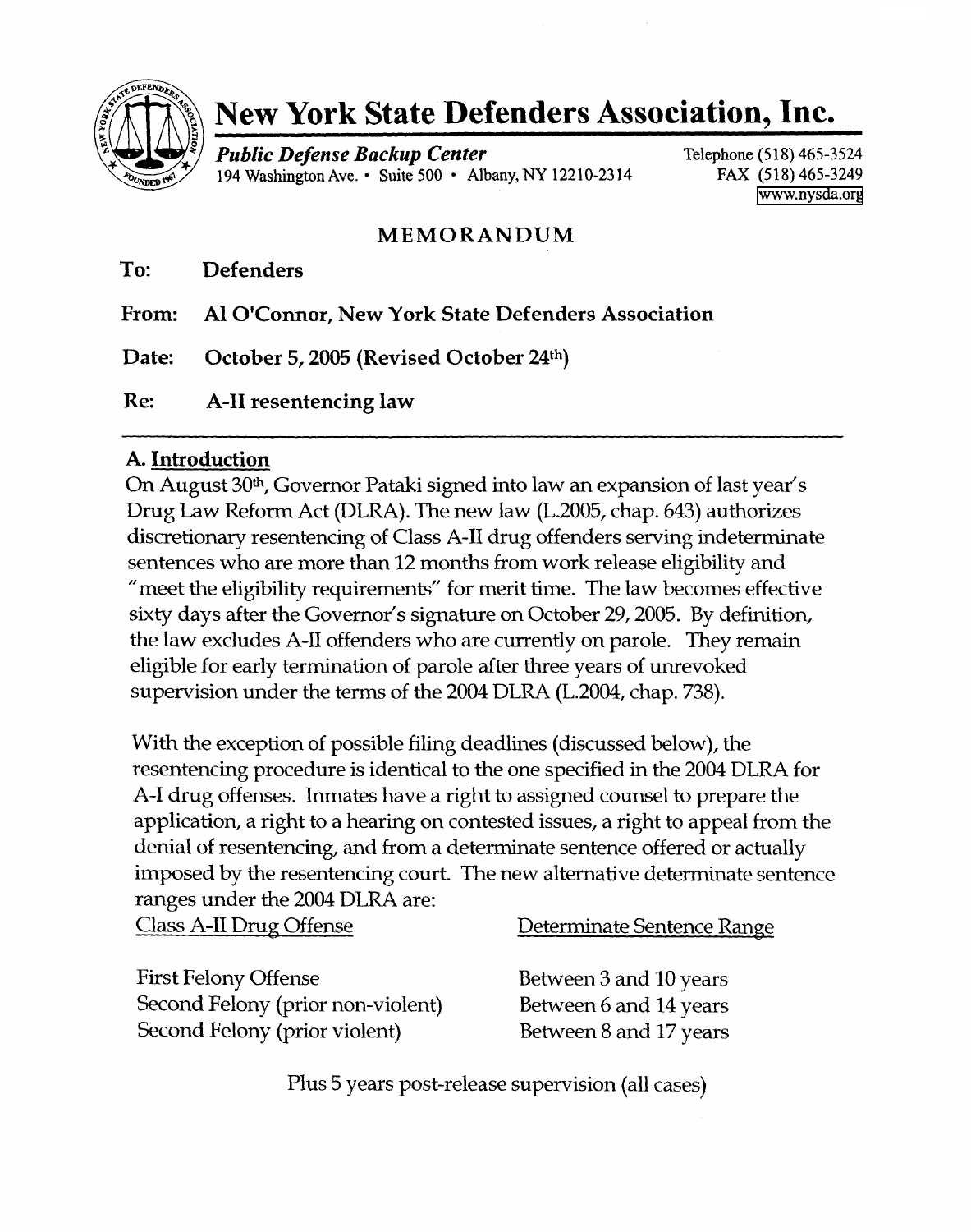# New York State Defenders Association, Inc.

***Public Defense Backup Center***
194 Washington Ave. • Suite 500 • Albany, NY 12210-2314

Telephone (518) 465-3524
FAX (518) 465-3249
www.nysda.org

## MEMORANDUM

**To:** Defenders

**From:** Al O'Connor, New York State Defenders Association

**Date:** October 5, 2005 (Revised October 24th)

**Re:** A-II resentencing law

---

### A. Introduction

On August 30th, Governor Pataki signed into law an expansion of last year's Drug Law Reform Act (DLRA). The new law (L.2005, chap. 643) authorizes discretionary resentencing of Class A-II drug offenders serving indeterminate sentences who are more than 12 months from work release eligibility and "meet the eligibility requirements" for merit time. The law becomes effective sixty days after the Governor's signature on October 29, 2005. By definition, the law excludes A-II offenders who are currently on parole. They remain eligible for early termination of parole after three years of unrevoked supervision under the terms of the 2004 DLRA (L.2004, chap. 738).

With the exception of possible filing deadlines (discussed below), the resentencing procedure is identical to the one specified in the 2004 DLRA for A-I drug offenses. Inmates have a right to assigned counsel to prepare the application, a right to a hearing on contested issues, a right to appeal from the denial of resentencing, and from a determinate sentence offered or actually imposed by the resentencing court. The new alternative determinate sentence ranges under the 2004 DLRA are:

| Class A-II Drug Offense | Determinate Sentence Range |
|---|---|
| First Felony Offense | Between 3 and 10 years |
| Second Felony (prior non-violent) | Between 6 and 14 years |
| Second Felony (prior violent) | Between 8 and 17 years |

Plus 5 years post-release supervision (all cases)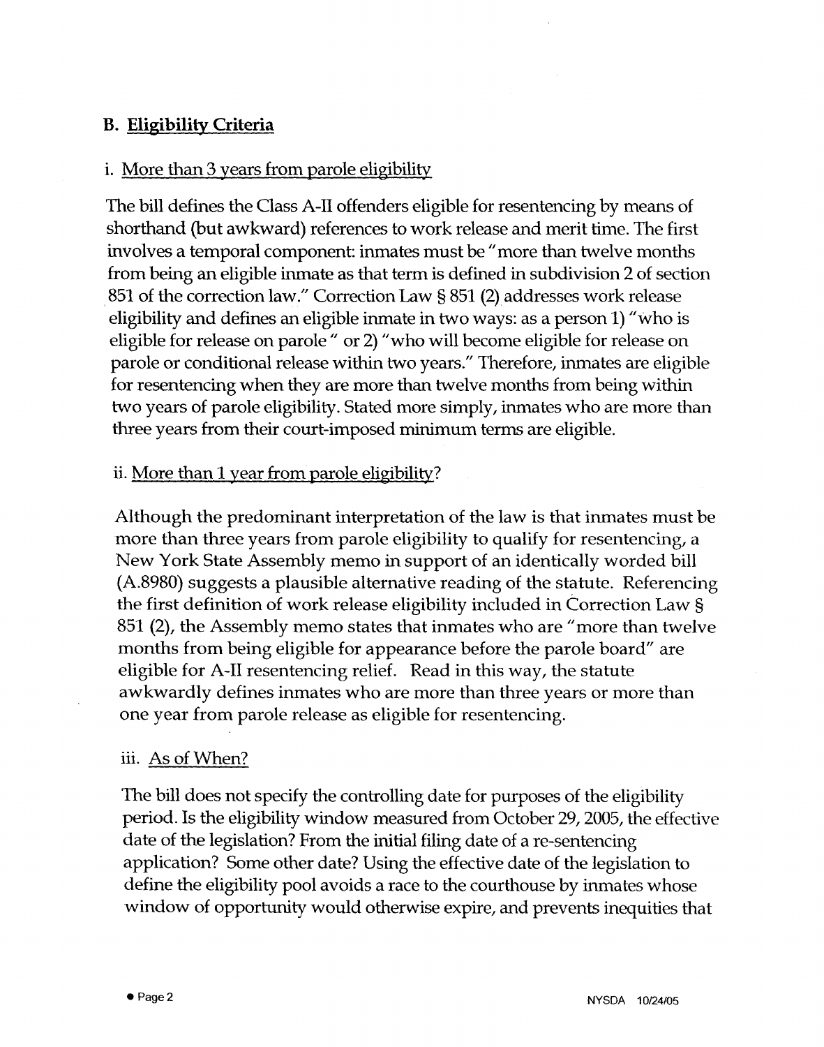## B. Eligibility Criteria

### i. More than 3 years from parole eligibility

The bill defines the Class A-II offenders eligible for resentencing by means of shorthand (but awkward) references to work release and merit time. The first involves a temporal component: inmates must be "more than twelve months from being an eligible inmate as that term is defined in subdivision 2 of section 851 of the correction law." Correction Law § 851 (2) addresses work release eligibility and defines an eligible inmate in two ways: as a person 1) "who is eligible for release on parole" or 2) "who will become eligible for release on parole or conditional release within two years." Therefore, inmates are eligible for resentencing when they are more than twelve months from being within two years of parole eligibility. Stated more simply, inmates who are more than three years from their court-imposed minimum terms are eligible.

### ii. More than 1 year from parole eligibility?

Although the predominant interpretation of the law is that inmates must be more than three years from parole eligibility to qualify for resentencing, a New York State Assembly memo in support of an identically worded bill (A.8980) suggests a plausible alternative reading of the statute. Referencing the first definition of work release eligibility included in Correction Law § 851 (2), the Assembly memo states that inmates who are "more than twelve months from being eligible for appearance before the parole board" are eligible for A-II resentencing relief. Read in this way, the statute awkwardly defines inmates who are more than three years or more than one year from parole release as eligible for resentencing.

### iii. As of When?

The bill does not specify the controlling date for purposes of the eligibility period. Is the eligibility window measured from October 29, 2005, the effective date of the legislation? From the initial filing date of a re-sentencing application? Some other date? Using the effective date of the legislation to define the eligibility pool avoids a race to the courthouse by inmates whose window of opportunity would otherwise expire, and prevents inequities that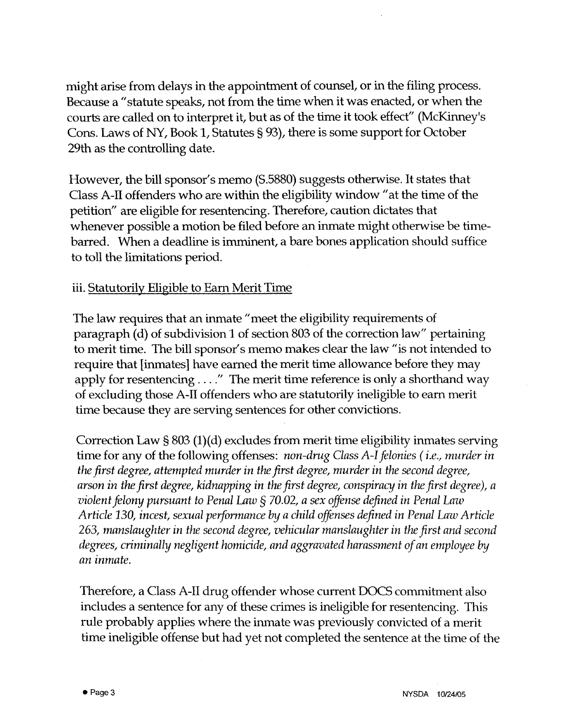might arise from delays in the appointment of counsel, or in the filing process. Because a "statute speaks, not from the time when it was enacted, or when the courts are called on to interpret it, but as of the time it took effect" (McKinney's Cons. Laws of NY, Book 1, Statutes § 93), there is some support for October 29th as the controlling date.

However, the bill sponsor's memo (S.5880) suggests otherwise. It states that Class A-II offenders who are within the eligibility window "at the time of the petition" are eligible for resentencing. Therefore, caution dictates that whenever possible a motion be filed before an inmate might otherwise be time-barred. When a deadline is imminent, a bare bones application should suffice to toll the limitations period.

iii. <u>Statutorily Eligible to Earn Merit Time</u>

The law requires that an inmate "meet the eligibility requirements of paragraph (d) of subdivision 1 of section 803 of the correction law" pertaining to merit time. The bill sponsor's memo makes clear the law "is not intended to require that [inmates] have earned the merit time allowance before they may apply for resentencing . . . ." The merit time reference is only a shorthand way of excluding those A-II offenders who are statutorily ineligible to earn merit time because they are serving sentences for other convictions.

Correction Law § 803 (1)(d) excludes from merit time eligibility inmates serving time for any of the following offenses: *non-drug Class A-I felonies ( i.e., murder in the first degree, attempted murder in the first degree, murder in the second degree, arson in the first degree, kidnapping in the first degree, conspiracy in the first degree), a violent felony pursuant to Penal Law § 70.02, a sex offense defined in Penal Law Article 130, incest, sexual performance by a child offenses defined in Penal Law Article 263, manslaughter in the second degree, vehicular manslaughter in the first and second degrees, criminally negligent homicide, and aggravated harassment of an employee by an inmate.*

Therefore, a Class A-II drug offender whose current DOCS commitment also includes a sentence for any of these crimes is ineligible for resentencing. This rule probably applies where the inmate was previously convicted of a merit time ineligible offense but had yet not completed the sentence at the time of the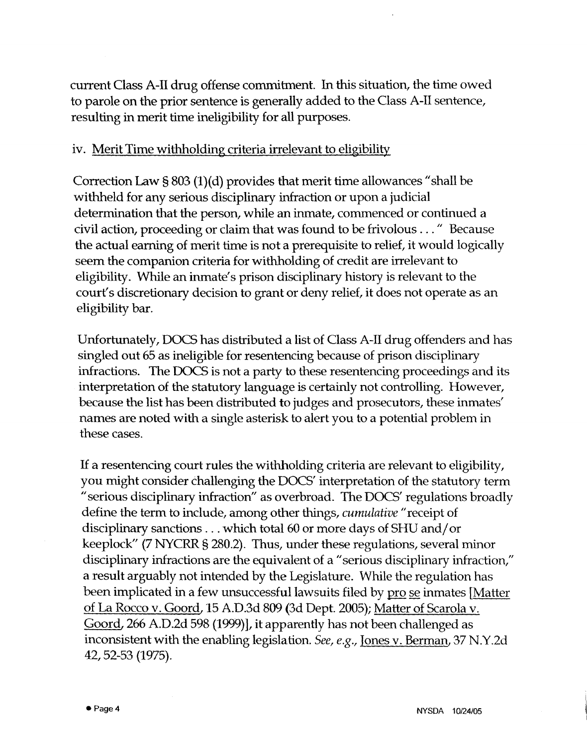current Class A-II drug offense commitment. In this situation, the time owed to parole on the prior sentence is generally added to the Class A-II sentence, resulting in merit time ineligibility for all purposes.

### iv. Merit Time withholding criteria irrelevant to eligibility

Correction Law § 803 (1)(d) provides that merit time allowances "shall be withheld for any serious disciplinary infraction or upon a judicial determination that the person, while an inmate, commenced or continued a civil action, proceeding or claim that was found to be frivolous . . ." Because the actual earning of merit time is not a prerequisite to relief, it would logically seem the companion criteria for withholding of credit are irrelevant to eligibility. While an inmate's prison disciplinary history is relevant to the court's discretionary decision to grant or deny relief, it does not operate as an eligibility bar.

Unfortunately, DOCS has distributed a list of Class A-II drug offenders and has singled out 65 as ineligible for resentencing because of prison disciplinary infractions. The DOCS is not a party to these resentencing proceedings and its interpretation of the statutory language is certainly not controlling. However, because the list has been distributed to judges and prosecutors, these inmates' names are noted with a single asterisk to alert you to a potential problem in these cases.

If a resentencing court rules the withholding criteria are relevant to eligibility, you might consider challenging the DOCS' interpretation of the statutory term "serious disciplinary infraction" as overbroad. The DOCS' regulations broadly define the term to include, among other things, *cumulative* "receipt of disciplinary sanctions . . . which total 60 or more days of SHU and/or keeplock" (7 NYCRR § 280.2). Thus, under these regulations, several minor disciplinary infractions are the equivalent of a "serious disciplinary infraction," a result arguably not intended by the Legislature. While the regulation has been implicated in a few unsuccessful lawsuits filed by pro se inmates [Matter of La Rocco v. Goord, 15 A.D.3d 809 (3d Dept. 2005); Matter of Scarola v. Goord, 266 A.D.2d 598 (1999)], it apparently has not been challenged as inconsistent with the enabling legislation. *See, e.g.*, Jones v. Berman, 37 N.Y.2d 42, 52-53 (1975).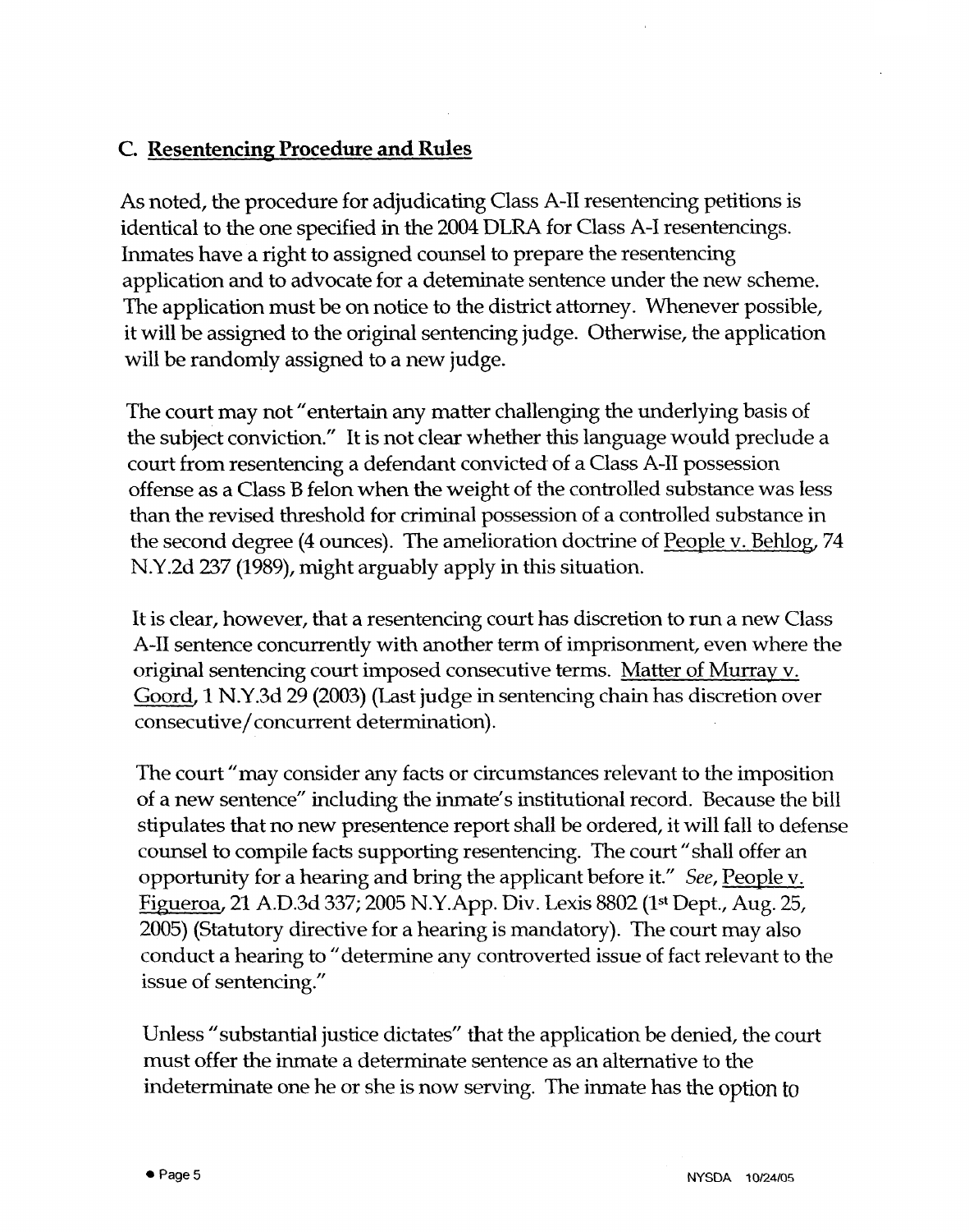## C. Resentencing Procedure and Rules

As noted, the procedure for adjudicating Class A-II resentencing petitions is identical to the one specified in the 2004 DLRA for Class A-I resentencings. Inmates have a right to assigned counsel to prepare the resentencing application and to advocate for a deteminate sentence under the new scheme. The application must be on notice to the district attorney. Whenever possible, it will be assigned to the original sentencing judge. Otherwise, the application will be randomly assigned to a new judge.

The court may not "entertain any matter challenging the underlying basis of the subject conviction." It is not clear whether this language would preclude a court from resentencing a defendant convicted of a Class A-II possession offense as a Class B felon when the weight of the controlled substance was less than the revised threshold for criminal possession of a controlled substance in the second degree (4 ounces). The amelioration doctrine of People v. Behlog, 74 N.Y.2d 237 (1989), might arguably apply in this situation.

It is clear, however, that a resentencing court has discretion to run a new Class A-II sentence concurrently with another term of imprisonment, even where the original sentencing court imposed consecutive terms. Matter of Murray v. Goord, 1 N.Y.3d 29 (2003) (Last judge in sentencing chain has discretion over consecutive/concurrent determination).

The court "may consider any facts or circumstances relevant to the imposition of a new sentence" including the inmate's institutional record. Because the bill stipulates that no new presentence report shall be ordered, it will fall to defense counsel to compile facts supporting resentencing. The court "shall offer an opportunity for a hearing and bring the applicant before it." *See*, People v. Figueroa, 21 A.D.3d 337; 2005 N.Y.App. Div. Lexis 8802 (1st Dept., Aug. 25, 2005) (Statutory directive for a hearing is mandatory). The court may also conduct a hearing to "determine any controverted issue of fact relevant to the issue of sentencing."

Unless "substantial justice dictates" that the application be denied, the court must offer the inmate a determinate sentence as an alternative to the indeterminate one he or she is now serving. The inmate has the option to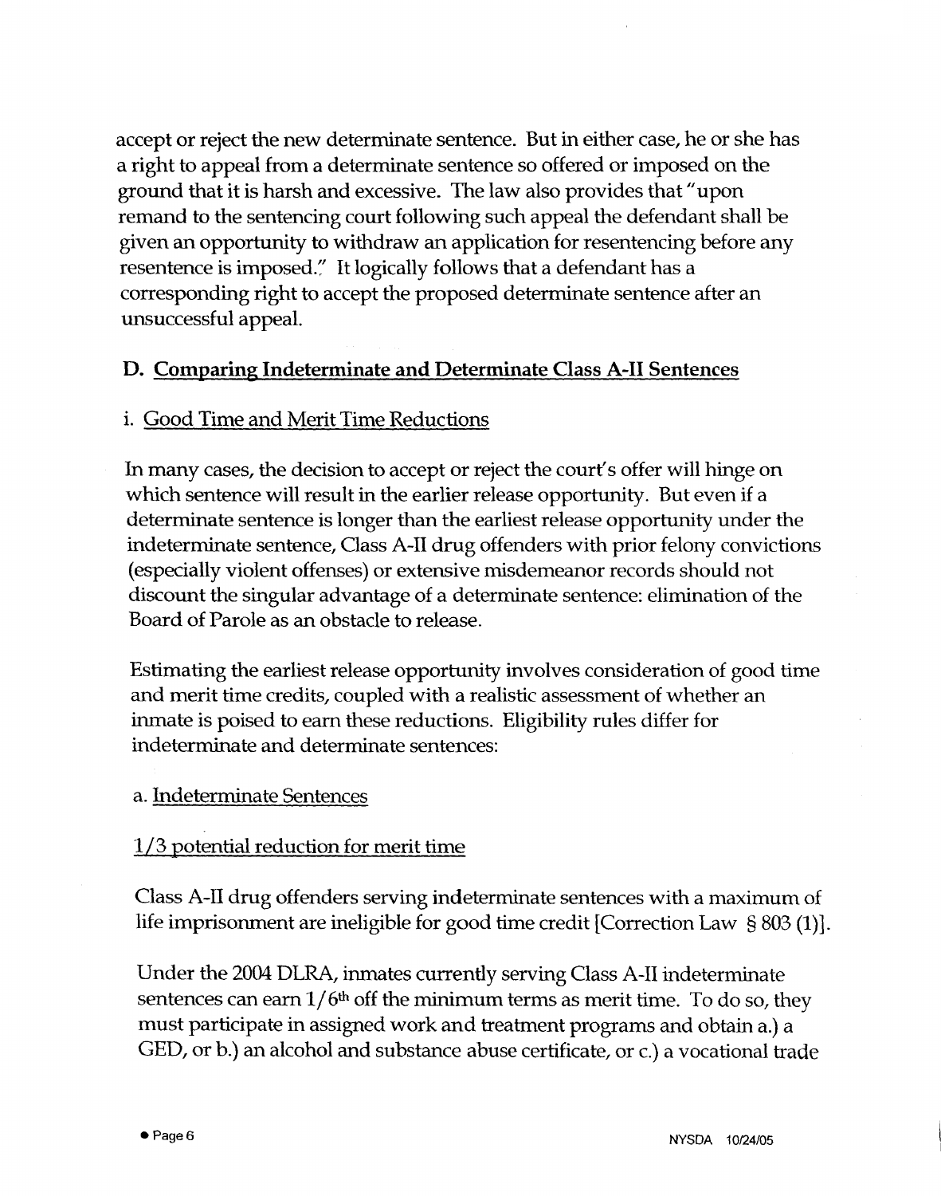accept or reject the new determinate sentence. But in either case, he or she has a right to appeal from a determinate sentence so offered or imposed on the ground that it is harsh and excessive. The law also provides that "upon remand to the sentencing court following such appeal the defendant shall be given an opportunity to withdraw an application for resentencing before any resentence is imposed." It logically follows that a defendant has a corresponding right to accept the proposed determinate sentence after an unsuccessful appeal.

## D. Comparing Indeterminate and Determinate Class A-II Sentences

### i. Good Time and Merit Time Reductions

In many cases, the decision to accept or reject the court's offer will hinge on which sentence will result in the earlier release opportunity. But even if a determinate sentence is longer than the earliest release opportunity under the indeterminate sentence, Class A-II drug offenders with prior felony convictions (especially violent offenses) or extensive misdemeanor records should not discount the singular advantage of a determinate sentence: elimination of the Board of Parole as an obstacle to release.

Estimating the earliest release opportunity involves consideration of good time and merit time credits, coupled with a realistic assessment of whether an inmate is poised to earn these reductions. Eligibility rules differ for indeterminate and determinate sentences:

#### a. Indeterminate Sentences

1/3 potential reduction for merit time

Class A-II drug offenders serving indeterminate sentences with a maximum of life imprisonment are ineligible for good time credit [Correction Law § 803 (1)].

Under the 2004 DLRA, inmates currently serving Class A-II indeterminate sentences can earn 1/6th off the minimum terms as merit time. To do so, they must participate in assigned work and treatment programs and obtain a.) a GED, or b.) an alcohol and substance abuse certificate, or c.) a vocational trade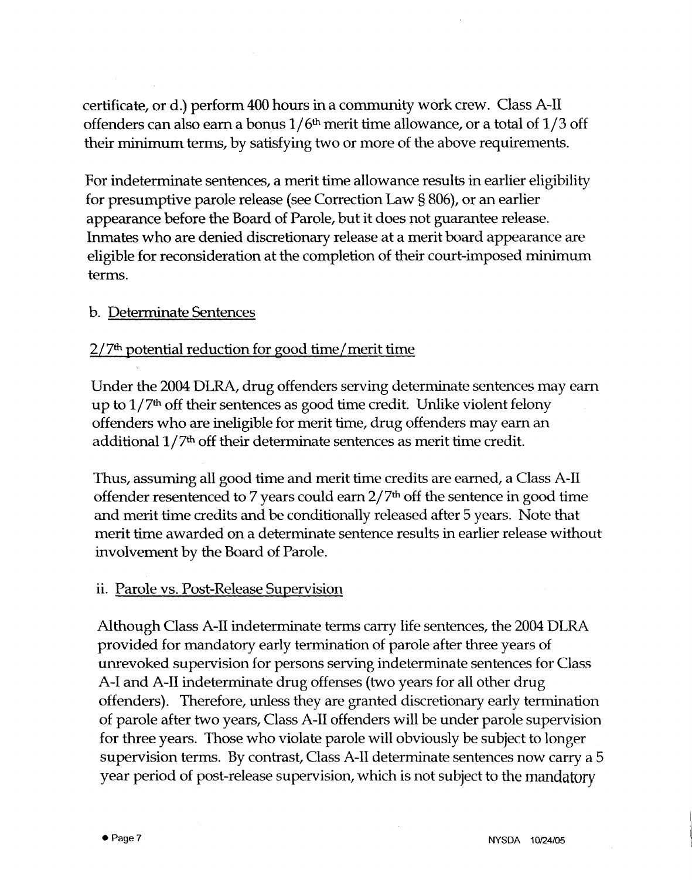certificate, or d.) perform 400 hours in a community work crew. Class A-II offenders can also earn a bonus 1/6th merit time allowance, or a total of 1/3 off their minimum terms, by satisfying two or more of the above requirements.

For indeterminate sentences, a merit time allowance results in earlier eligibility for presumptive parole release (see Correction Law § 806), or an earlier appearance before the Board of Parole, but it does not guarantee release. Inmates who are denied discretionary release at a merit board appearance are eligible for reconsideration at the completion of their court-imposed minimum terms.

b. <u>Determinate Sentences</u>

<u>2/7th potential reduction for good time/merit time</u>

Under the 2004 DLRA, drug offenders serving determinate sentences may earn up to 1/7th off their sentences as good time credit. Unlike violent felony offenders who are ineligible for merit time, drug offenders may earn an additional 1/7th off their determinate sentences as merit time credit.

Thus, assuming all good time and merit time credits are earned, a Class A-II offender resentenced to 7 years could earn 2/7th off the sentence in good time and merit time credits and be conditionally released after 5 years. Note that merit time awarded on a determinate sentence results in earlier release without involvement by the Board of Parole.

ii. <u>Parole vs. Post-Release Supervision</u>

Although Class A-II indeterminate terms carry life sentences, the 2004 DLRA provided for mandatory early termination of parole after three years of unrevoked supervision for persons serving indeterminate sentences for Class A-I and A-II indeterminate drug offenses (two years for all other drug offenders). Therefore, unless they are granted discretionary early termination of parole after two years, Class A-II offenders will be under parole supervision for three years. Those who violate parole will obviously be subject to longer supervision terms. By contrast, Class A-II determinate sentences now carry a 5 year period of post-release supervision, which is not subject to the mandatory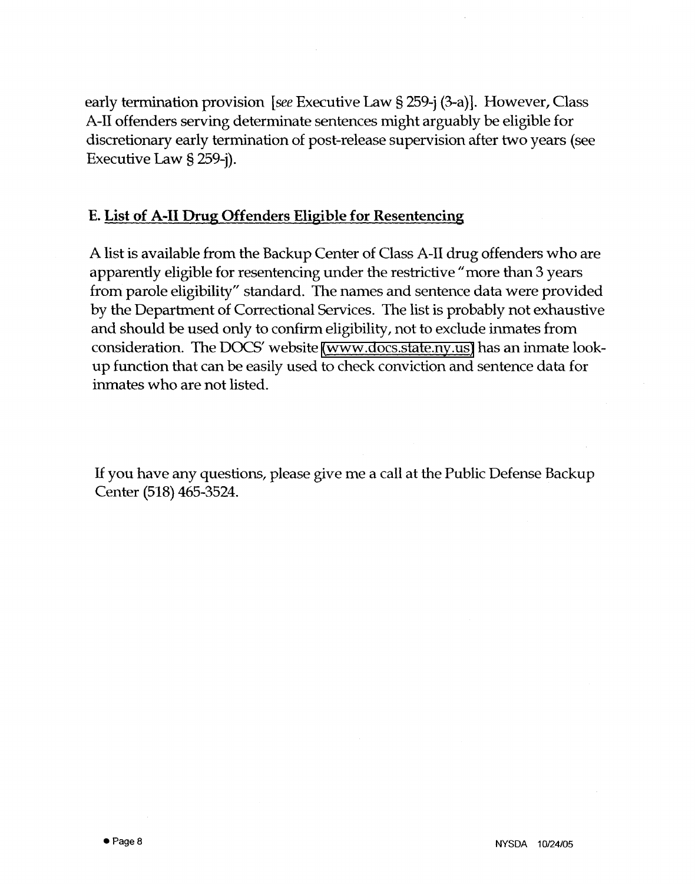early termination provision [*see* Executive Law § 259-j (3-a)]. However, Class A-II offenders serving determinate sentences might arguably be eligible for discretionary early termination of post-release supervision after two years (see Executive Law § 259-j).

## E. List of A-II Drug Offenders Eligible for Resentencing

A list is available from the Backup Center of Class A-II drug offenders who are apparently eligible for resentencing under the restrictive "more than 3 years from parole eligibility" standard. The names and sentence data were provided by the Department of Correctional Services. The list is probably not exhaustive and should be used only to confirm eligibility, not to exclude inmates from consideration. The DOCS' website (www.docs.state.ny.us) has an inmate look-up function that can be easily used to check conviction and sentence data for inmates who are not listed.

If you have any questions, please give me a call at the Public Defense Backup Center (518) 465-3524.